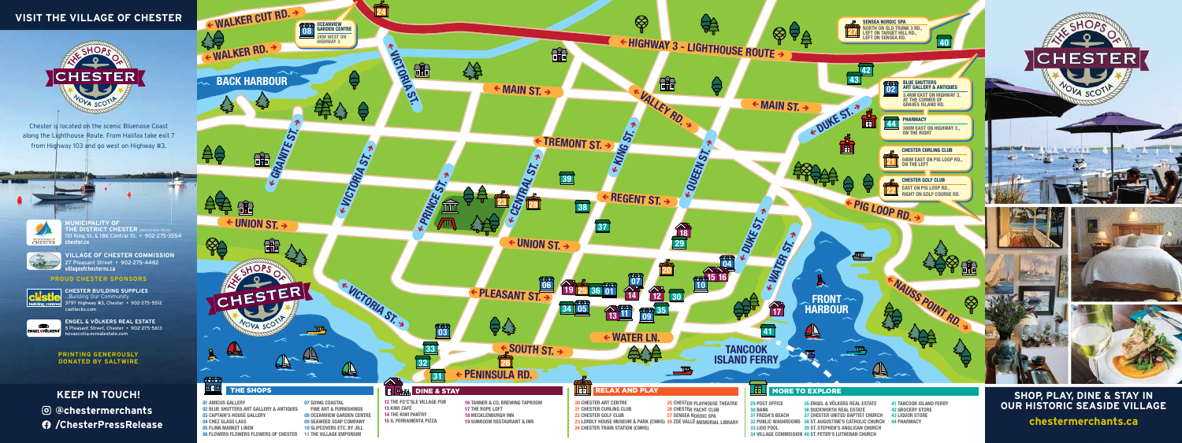# VISIT THE VILLAGE OF CHESTER

THE SHOPS OF CHESTER NOVA SCOTIA

Chester is located on the scenic Bluenose Coast along the Lighthouse Route. From Halifax take exit 7 from Highway 103 and go west on Highway #3.

**MUNICIPALITY OF THE DISTRICT CHESTER** (Administrative Offices)
151 King St. & 186 Central St. • 902-275-3554
chester.ca

**VILLAGE OF CHESTER COMMISSION**
27 Pleasant Street • 902-275-4482
villageofchesterns.ca

## PROUD CHESTER SPONSORS

**CHESTER BUILDING SUPPLIES**
...Building Our Community
3797 Highway #3, Chester • 902-275-5512
castlecbs.com

**ENGEL & VÖLKERS REAL ESTATE**
5 Pleasant Street, Chester • 902-275-5613
novascotia.evrealestate.com

PRINTING GENEROUSLY DONATED BY SALTWIRE

## KEEP IN TOUCH!

@chestermerchants
/ChesterPressRelease

## THE SHOPS

01 AMICUS GALLERY
02 BLUE SHUTTERS ART GALLERY & ANTIQUES
03 CAPTAIN'S HOUSE GALLERY
04 CHEZ GLASS LASS
05 FLINN MARKET LINEN
06 FLOWERS FLOWERS FLOWERS OF CHESTER
07 GOING COASTAL FINE ART & FURNISHINGS
08 OCEANVIEW GARDEN CENTRE
09 SEAWEED SOAP COMPANY
10 SLIPCOVERS ETC. BY JILL
11 THE VILLAGE EMPORIUM

## DINE & STAY

12 THE FO'C'SLE VILLAGE PUB
13 KIWI CAFÉ
14 THE KIWI PANTRY
15 IL FERRAMENTA PIZZA
16 TANNER & CO. BREWING TAPROOM
17 THE ROPE LOFT
18 MECKLENBURGH INN
19 SUNROOM RESTAURANT & INN

## RELAX AND PLAY

20 CHESTER ART CENTRE
21 CHESTER CURLING CLUB
22 CHESTER GOLF CLUB
23 LORDLY HOUSE MUSEUM & PARK (CMHS)
24 CHESTER TRAIN STATION (CMHS)
25 CHESTER PLAYHOUSE THEATRE
26 CHESTER YACHT CLUB
27 SENSEA NORDIC SPA
28 ZOÉ VALLÉ MEMORIAL LIBRARY

## MORE TO EXPLORE

29 POST OFFICE
30 BANK
31 FREDA'S BEACH
32 PUBLIC WASHROOMS
33 LIDO POOL
34 VILLAGE COMMISSION
35 ENGEL & VÖLKERS REAL ESTATE
36 DUCKWORTH REAL ESTATE
37 CHESTER UNITED BAPTIST CHURCH
38 ST. AUGUSTINE'S CATHOLIC CHURCH
39 ST. STEPHEN'S ANGLICAN CHURCH
40 ST. PETER'S LUTHERAN CHURCH
41 TANCOOK ISLAND FERRY
42 GROCERY STORE
43 LIQUOR STORE
44 PHARMACY

## Map

WALKER CUT RD. · WALKER RD. · BACK HARBOUR · VICTORIA ST. · GRANITE ST. · UNION ST. · MAIN ST. · PRINCE ST. · CENTRAL ST. · TREMONT ST. · KING ST. · VALLEY RD. · QUEEN ST. · REGENT ST. · HIGHWAY 3 - LIGHTHOUSE ROUTE · DUKE ST. · WATER ST. · PIG LOOP RD. · NAUSS POINT RD. · PLEASANT ST. · SOUTH ST. · PENINSULA RD. · WATER LN. · FRONT HARBOUR · TANCOOK ISLAND FERRY

08 OCEANVIEW GARDEN CENTRE — 2KM WEST ON HIGHWAY 3

27 SENSEA NORDIC SPA — NORTH ON OLD TRUNK 3 RD., LEFT ON TARGET HILL RD., LEFT ON SENSEA RD.

02 BLUE SHUTTERS ART GALLERY & ANTIQUES — 3.4KM EAST ON HIGHWAY 3, AT THE CORNER OF GRAVES ISLAND RD.

44 PHARMACY — 500M EAST ON HIGHWAY 3., ON THE RIGHT

21 CHESTER CURLING CLUB — 500M EAST ON PIG LOOP RD., ON THE LEFT

22 CHESTER GOLF CLUB — EAST ON PIG LOOP RD., RIGHT ON GOLF COURSE RD.

## SHOP, PLAY, DINE & STAY IN OUR HISTORIC SEASIDE VILLAGE

chestermerchants.ca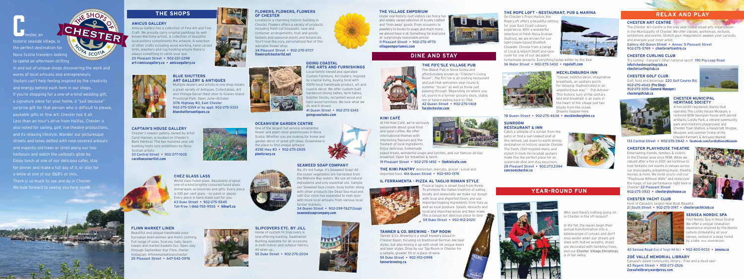Chester, an historic seaside village, is the perfect destination for Nova Scotia travelers looking to spend an afternoon drifting in and out of unique shops discovering the work and wares of local artisans and entrepreneurs. Visitors can't help feeling inspired by the creativity and energy behind each item in our shops. If you're shopping for a one-of-a-kind wedding gift, a signature piece for your home, a "just because" surprise gift for that person who is difficult to please, packable gifts or fine art: Chester has it all. Less than an hour's drive from Halifax, Chester is also noted for sailing, golf, live theatre productions, and its relaxing lifestyle. Wander our picturesque streets and lanes dotted with rose covered arbours and majestic old trees or stroll along our two harbours and watch the sailboats glide by. Enjoy lunch at one of our delicious cafes, stay for dinner and make a full day of it, or stay for a while at one of our B&B's or inns. There is so much to see and do in Chester. We look forward to seeing you here soon!

THE SHOPS OF CHESTER NOVA SCOTIA

# THE SHOPS

### AMICUS GALLERY

Amicus Gallery has a collection of Fine Art and Fine Craft. We proudly carry original paintings by well known Maritime artists. A collection of beautiful local pottery compliments the artwork. A selection of other crafts including wood working, hand carved birds, jewellery and rug hooking ensure there is always something to catch your eye.
20 Pleasant Street • 902-221-2298
art@amicusgallery.ca • amicusgallery.ca

### BLUE SHUTTERS ART GALLERY & ANTIQUES

Multiple dealers and artists in one shop means a great variety of Antiques, Collectables, Art and Vintage Decor! Next door to Graves Island Provincial Park. Open June–October.
3176 Highway #3, East Chester
902-275-5359 or by appt. 902-275-3333
blueshuttersantiques.ca

### CAPTAIN'S HOUSE GALLERY

Chester's newest gallery, owned by artist Carol Hansen, is located on Chester's Back Harbour. The two hundred year old building hosts solo exhibitions by Nova Scotian artists.
33 Central Street • 902-277-1005
carolhansenartist.com

### CHEZ GLASS LASS

World class fused glass. Absolutely original one-of-a-kind brightly coloured fused glass dinnerware, accessories and gifts. Every piece is 100 per cent glass – no paint or glazes. Every piece is hand made just for you.
63 Duke Street • 902-275-5545
Toll-Free: 1-866-755-9555 • kilnart.ca

### FLINN MARKET LINEN

Beautiful and unique handmade pure European linen women and men's clothing. Full range of sizes. Scarves, hats, beach towels and market baskets too. Open July through September. Kaz Flinn, Owner Instagram @flinnmarketlinenchester
25 Pleasant Street • 647-542-0976

### FLOWERS, FLOWERS, FLOWERS OF CHESTER

Located in a charming historic building in Chester, Flowers offers a variety of products including fresh cut bouquets, vase and container arrangements, fruit and goody baskets and seasonal plants and botanicals. You'll love the cozy, personalized feel of this adorable flower shop.
34 Pleasant Street • 902-275-5707
flowersofchesterltd.net

### GOING COASTAL FINE ARTS AND FURNISHINGS

Local family owned and operated Custom Furniture, Art Gallery. Inspired by coastal living, buying local with 100% local handmade product, art and coastal décor. We offer custom built hardwood dining tables, farm tables, butcher blocks, reclaimed wood and barn wood furniture. We love what we do and it shows!
41 Queen Street • 902-273-3343
goingcoastalns.com

### OCEANVIEW GARDEN CENTRE

One of the largest full service ornamental flower and plant retail greenhouses in Nova Scotia. Whether you are looking for home and garden décor or great gift ideas, Oceanview is the place to find unique giftware.
4392 Hwy #3 • 902-275-2505
plantcrazy.ca

### SEAWEED SOAP COMPANY

No, it's not fudge, it's Seaweed Soap! All the ocean vegetables are harvested from the Mahone Bay waters. We use all natural ingredients and only essential oils. Sample our Seaweed face cream, body butter along with other products like Dead Sea mud and salt! Our store has expanded to next door with more local artisans from various local farmer markets.
34 Queen Street • 902-299-7627(Soap)
seaweedsoapcompany.com

### SLIPCOVERS ETC. BY JILL

Home of custom fit Slipcovers is now offering bunting. Swallowtail Bunting available for all occasions in both indoor and outdoor fabrics. All sewn up.
55 Duke Street • 902-275-2004

### THE VILLAGE EMPORIUM

Under one historic roof visitors can find a fun and widely varied selection of locally crafted and 'from away' goods. From souvenirs to jewellery to books to soaps and much more... we almost have it all. Something for everyone at surprisingly reasonable prices!
11 Pleasant Street • 902-275-4773
villageemporiumns.com

# DINE AND STAY

### THE FO'C'SLE VILLAGE PUB

The Oldest Pub in Nova Scotia and affectionately known as "Chester's Living Room", The Fo'c'sle is an inviting restaurant and pub that welcomes year-round & summer "locals" as well as those just passing through. Depending on where you sit, you're in a former grocery store, stable, inn or tavern dating back to 1764.
42 Queen Street • 902-275-1408
focslechester.com

### KIWI CAFÉ

At the Kiwi Café, we're seriously passionate about good food and good coffee. We offer international themes with interesting flavours and the freshest of local ingredients. Enjoy delicious, homemade baked treats, wonderful soups and lunches, and our famous all-day breakfast. Open for breakfast & lunch.
19 Pleasant Street • 902-275-1492 • thekiwicafe.com

**THE KIWI PANTRY** Alimentari, mercato, grocer - Local and imported food. 41A Queen Street • 902-593-1378

### IL FERRAMENTA - PIZZA AL TAGLIO ROMAN STYLE

Pizza al taglio is street food from Rome. To promote the Italian tradition of eating locally and seasonally we make our dough with local and imported flours and use imported topping ingredients from Italy as well as local produce. Salads, desserts and local and imported wines and beer make this a casual but delicious place to dine.
59 Duke Street • 902-912-2020

### TANNER & CO. BREWING - TAP ROOM

Tanner & Co. Brewing is a small brewery based in Chester Basin, focusing on traditional German Ale beer styles, but also mixing it up with small lot unique beers and beer styles. Drop by our Tap Room in Chester for a sample, growler fill or a glass of wine.
59 Duke Street • 902-912-0998
tannerbrewing.ca

### THE ROPE LOFT - RESTAURANT, PUB & MARINA

On Chester's Front Harbor, the Rope Loft offers a beautiful setting for your East Coast culinary experience. With a wonderful selection of Fresh Nova Scotian Seafood, we are known for our light-cream-based Shellfish Chowder. Choose from a range of Local & Import Draft and save room for one of our decadent homemade desserts. Everything tastes better by the Sea!
36 Water Street • 902-275-3430 • ropeloft.com

### MECKLENBURGH INN

"Casual, tasteful decor, imaginative breakfasts, an upstairs porch for relaxing. Sophisticated in an unpretentious way." – *Trip Advisor*
This historic turn of the century bed and breakfast is an oasis in the heart of the village just two blocks from the ocean. Dreams happen here.
78 Queen Street • 902-275-4638 • mecklenburghinn.ca

### SUNROOM RESTAURANT & INN

Catch a glimpse of a sunset from the patio or find a sun-soaked seat at this refined, yet down-to-earth dining destination in historic seaside Chester. The fresh, chef-inspired menu and stylish 3-room inn located upstairs make this the perfect place for an oceanside dine and stay excursion.
28 Pleasant Street • 902.273.2384
sunroomchester.ca

# YEAR-ROUND FUN

Who said there's nothing going on in Chester in the off-season?

In the fall, the leaves begin their annual transformation into a kaleidoscope of colours and don't miss winter when our streets are lined with festive wreaths, shops are decorated with twinkling trees, and our Chester Village Christmas is in full swing.

# RELAX AND PLAY

### CHESTER ART CENTRE

The Chester Art Centre is the only year round visual arts organization in the Municipality of Chester. We offer classes, workshops, lectures, exhibitions and events. Stretch your imagination, awaken your curiosity and energize your inner artist.
Gallery: 60 Queen Street • Annex: 5 Pleasant Street
902-275-5789 • chesterartcentre.ca

### CHESTER CURLING CLUB

Try curling – Canada's other national sport! 190 Pig Loop Road
info@chestercurlingclub.ca
chestercurlingclub.ca

### CHESTER GOLF CLUB

Golf, food and beverage. 220 Golf Course Rd.
902-275-4543 (Pro Shop)
902-273-3015 (General Manager)
chestergolfclub.ca

### CHESTER MUNICIPAL HERITAGE SOCIETY

A non-profit registered charity that operates The Lordly House Museum, a restored 1806 Georgian house with period artifacts; Lordly Park, a vibrant community park and children's playground; and Chester Train Station, a Handcraft Shoppe, Museum, and summer home of the Chester Farmers & Artisans Market.
133 Central Street • 902-275-3842 • facebook.com/LordlyHouseMuseum

### CHESTER PLAYHOUSE THEATRE

Entertaining friends, families, & visitors to the Chester area since 1938. While we rebuild after a fire in 2021, we continue to host fantastic live events in venues across our municipality, presenting music, theatre, movies, & more. We invite you to visit our "Playhouse Without Walls" and rediscover the magic of live performance right here in Chester! 22 Pleasant Street
902-275-3933 • chesterplayhouse.ca

### CHESTER YACHT CLUB

Host of Canada's largest Keel Boat Regatta.
21 South Street • 902-275-3747 • chesteryachtclub.ca

### SENSEA NORDIC SPA

First Nordic Spa in Nova Scotia! We offer a unique relaxation experience inspired by the Nordic culture stimulating all your senses, nested in a deep forest by a lake. Photo: VISHOOTPROSSERS

40 Sensea Road (End of Target Hill Rd.) • 902-800-9033 • sensea.ca

### ZOË VALLÉ MEMORIAL LIBRARY

Canada's oldest community library... Free and a must see!
63 Regent Street • 902-273-2526
Zoevallelibrary.wordpress.com